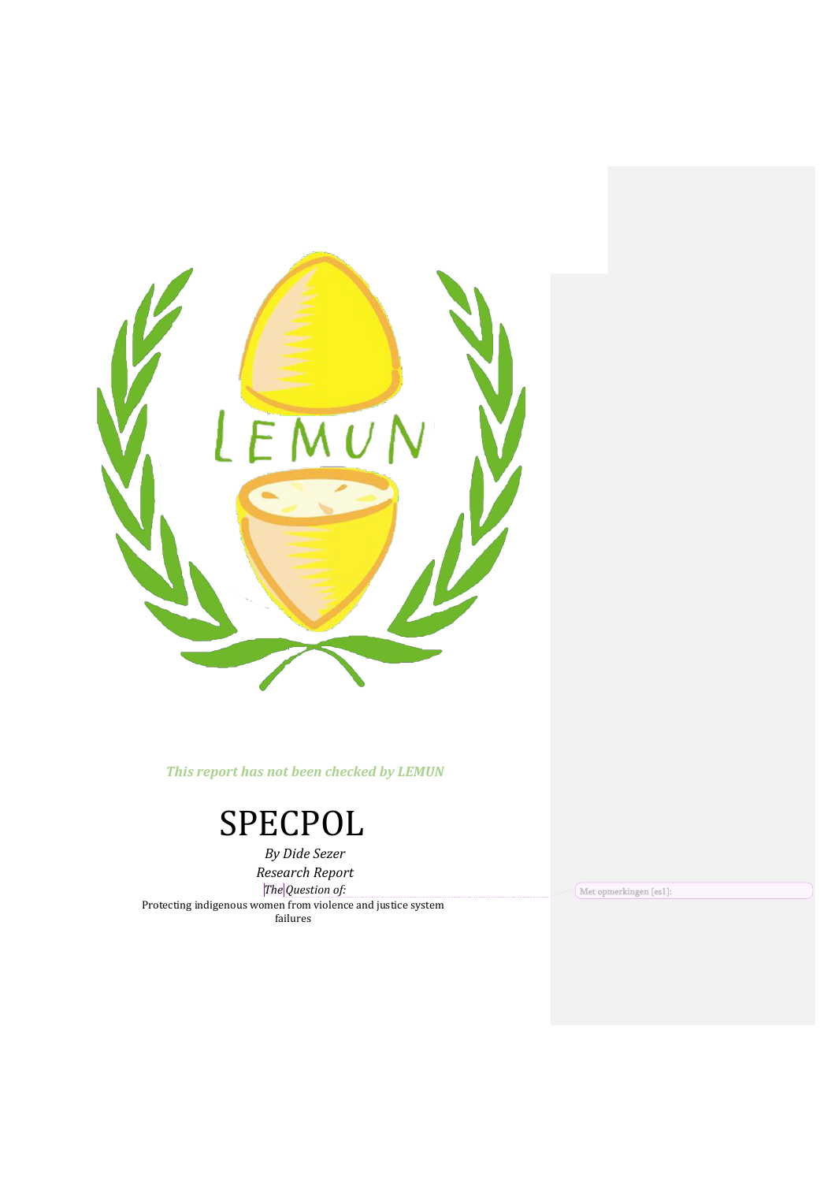*This report has not been checked by LEMUN*

# SPECPOL

*By Dide Sezer*

*Research Report*

*The Question of:*

Protecting indigenous women from violence and justice system failures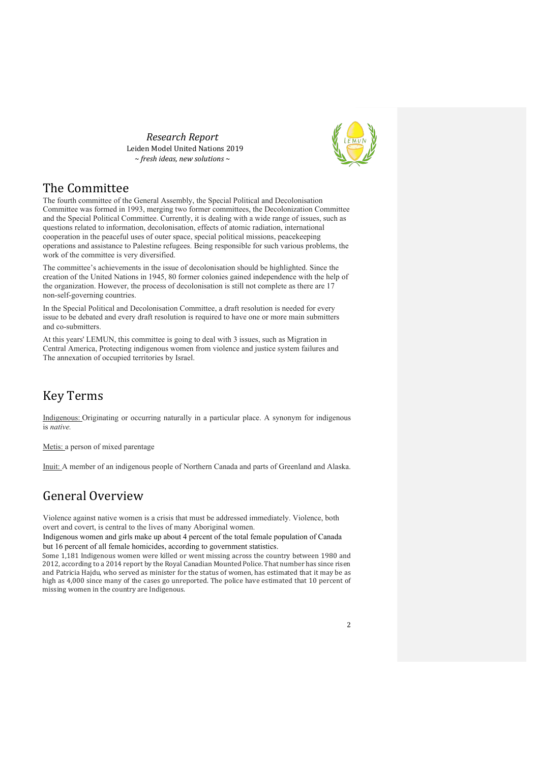## The Committee

The fourth committee of the General Assembly, the Special Political and Decolonisation Committee was formed in 1993, merging two former committees, the Decolonization Committee and the Special Political Committee. Currently, it is dealing with a wide range of issues, such as questions related to information, decolonisation, effects of atomic radiation, international cooperation in the peaceful uses of outer space, special political missions, peacekeeping operations and assistance to Palestine refugees. Being responsible for such various problems, the work of the committee is very diversified.

The committee's achievements in the issue of decolonisation should be highlighted. Since the creation of the United Nations in 1945, 80 former colonies gained independence with the help of the organization. However, the process of decolonisation is still not complete as there are 17 non-self-governing countries.

In the Special Political and Decolonisation Committee, a draft resolution is needed for every issue to be debated and every draft resolution is required to have one or more main submitters and co-submitters.

At this years' LEMUN, this committee is going to deal with 3 issues, such as Migration in Central America, Protecting indigenous women from violence and justice system failures and The annexation of occupied territories by Israel.

## Key Terms

Indigenous: Originating or occurring naturally in a particular place. A synonym for indigenous is *native.*

Metis: a person of mixed parentage

Inuit: A member of an indigenous people of Northern Canada and parts of Greenland and Alaska.

## General Overview

Violence against native women is a crisis that must be addressed immediately. Violence, both overt and covert, is central to the lives of many Aboriginal women.

Indigenous women and girls make up about 4 percent of the total female population of Canada but 16 percent of all female homicides, according to government statistics.

Some 1,181 Indigenous women were killed or went missing across the country between 1980 and 2012, according to a 2014 report by the Royal Canadian Mounted Police. That number has since risen and Patricia Hajdu, who served as minister for the status of women, has estimated that it may be as high as 4,000 since many of the cases go unreported. The police have estimated that 10 percent of missing women in the country are Indigenous.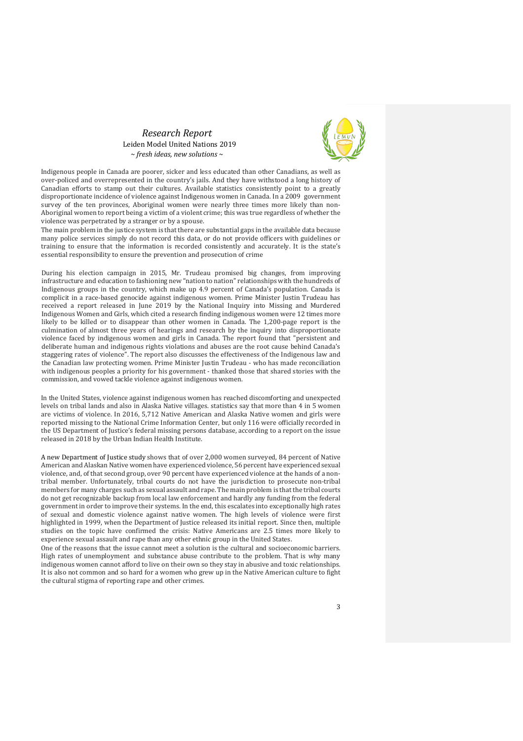Indigenous people in Canada are poorer, sicker and less educated than other Canadians, as well as over-policed and overrepresented in the country's jails. And they have withstood a long history of Canadian efforts to stamp out their cultures. Available statistics consistently point to a greatly disproportionate incidence of violence against Indigenous women in Canada. In a 2009 government survey of the ten provinces, Aboriginal women were nearly three times more likely than non-Aboriginal women to report being a victim of a violent crime; this was true regardless of whether the violence was perpetrated by a stranger or by a spouse.

The main problem in the justice system is that there are substantial gaps in the available data because many police services simply do not record this data, or do not provide officers with guidelines or training to ensure that the information is recorded consistently and accurately. It is the state's essential responsibility to ensure the prevention and prosecution of crime

During his election campaign in 2015, Mr. Trudeau promised big changes, from improving infrastructure and education to fashioning new "nation to nation" relationships with the hundreds of Indigenous groups in the country, which make up 4.9 percent of Canada's population. Canada is complicit in a race-based genocide against indigenous women. Prime Minister Justin Trudeau has received a report released in June 2019 by the National Inquiry into Missing and Murdered Indigenous Women and Girls, which cited a research finding indigenous women were 12 times more likely to be killed or to disappear than other women in Canada. The 1,200-page report is the culmination of almost three years of hearings and research by the inquiry into disproportionate violence faced by indigenous women and girls in Canada. The report found that "persistent and deliberate human and indigenous rights violations and abuses are the root cause behind Canada's staggering rates of violence". The report also discusses the effectiveness of the Indigenous law and the Canadian law protecting women. Prime Minister Justin Trudeau - who has made reconciliation with indigenous peoples a priority for his government - thanked those that shared stories with the commission, and vowed tackle violence against indigenous women.

In the United States, violence against indigenous women has reached discomforting and unexpected levels on tribal lands and also in Alaska Native villages. statistics say that more than 4 in 5 women are victims of violence. In 2016, 5,712 Native American and Alaska Native women and girls were reported missing to the National Crime Information Center, but only 116 were officially recorded in the US Department of Justice's federal missing persons database, according to a report on the issue released in 2018 by the Urban Indian Health Institute.

A new Department of Justice study shows that of over 2,000 women surveyed, 84 percent of Native American and Alaskan Native women have experienced violence, 56 percent have experienced sexual violence, and, of that second group, over 90 percent have experienced violence at the hands of a non-tribal member. Unfortunately, tribal courts do not have the jurisdiction to prosecute non-tribal members for many charges such as sexual assault and rape. The main problem is that the tribal courts do not get recognizable backup from local law enforcement and hardly any funding from the federal government in order to improve their systems. In the end, this escalates into exceptionally high rates of sexual and domestic violence against native women. The high levels of violence were first highlighted in 1999, when the Department of Justice released its initial report. Since then, multiple studies on the topic have confirmed the crisis: Native Americans are 2.5 times more likely to experience sexual assault and rape than any other ethnic group in the United States.

One of the reasons that the issue cannot meet a solution is the cultural and socioeconomic barriers. High rates of unemployment and substance abuse contribute to the problem. That is why many indigenous women cannot afford to live on their own so they stay in abusive and toxic relationships. It is also not common and so hard for a women who grew up in the Native American culture to fight the cultural stigma of reporting rape and other crimes.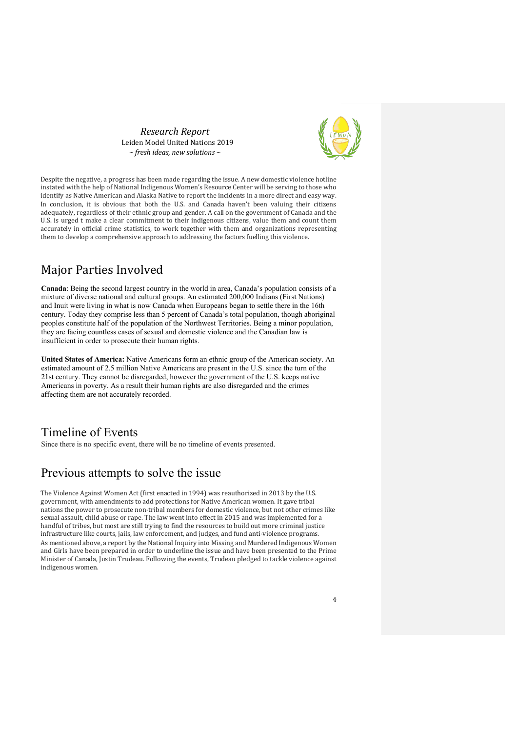Despite the negative, a progress has been made regarding the issue. A new domestic violence hotline instated with the help of National Indigenous Women's Resource Center will be serving to those who identify as Native American and Alaska Native to report the incidents in a more direct and easy way. In conclusion, it is obvious that both the U.S. and Canada haven't been valuing their citizens adequately, regardless of their ethnic group and gender. A call on the government of Canada and the U.S. is urged t make a clear commitment to their indigenous citizens, value them and count them accurately in official crime statistics, to work together with them and organizations representing them to develop a comprehensive approach to addressing the factors fuelling this violence.

# Major Parties Involved

**Canada**: Being the second largest country in the world in area, Canada's population consists of a mixture of diverse national and cultural groups. An estimated 200,000 Indians (First Nations) and Inuit were living in what is now Canada when Europeans began to settle there in the 16th century. Today they comprise less than 5 percent of Canada's total population, though aboriginal peoples constitute half of the population of the Northwest Territories. Being a minor population, they are facing countless cases of sexual and domestic violence and the Canadian law is insufficient in order to prosecute their human rights.

**United States of America:** Native Americans form an ethnic group of the American society. An estimated amount of 2.5 million Native Americans are present in the U.S. since the turn of the 21st century. They cannot be disregarded, however the government of the U.S. keeps native Americans in poverty. As a result their human rights are also disregarded and the crimes affecting them are not accurately recorded.

# Timeline of Events

Since there is no specific event, there will be no timeline of events presented.

# Previous attempts to solve the issue

The Violence Against Women Act (first enacted in 1994) was reauthorized in 2013 by the U.S. government, with amendments to add protections for Native American women. It gave tribal nations the power to prosecute non-tribal members for domestic violence, but not other crimes like sexual assault, child abuse or rape. The law went into effect in 2015 and was implemented for a handful of tribes, but most are still trying to find the resources to build out more criminal justice infrastructure like courts, jails, law enforcement, and judges, and fund anti-violence programs.

As mentioned above, a report by the National Inquiry into Missing and Murdered Indigenous Women and Girls have been prepared in order to underline the issue and have been presented to the Prime Minister of Canada, Justin Trudeau. Following the events, Trudeau pledged to tackle violence against indigenous women.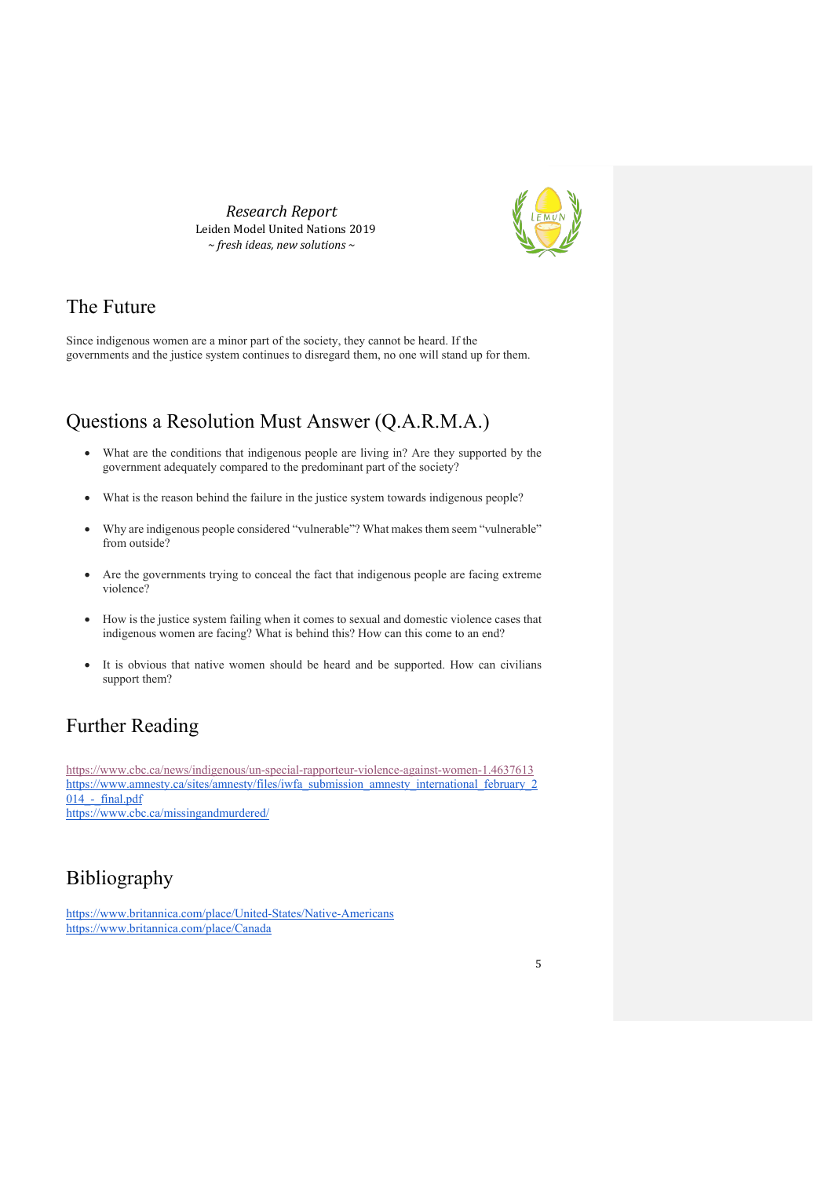## The Future

Since indigenous women are a minor part of the society, they cannot be heard. If the governments and the justice system continues to disregard them, no one will stand up for them.

## Questions a Resolution Must Answer (Q.A.R.M.A.)

- What are the conditions that indigenous people are living in? Are they supported by the government adequately compared to the predominant part of the society?
- What is the reason behind the failure in the justice system towards indigenous people?
- Why are indigenous people considered "vulnerable"? What makes them seem "vulnerable" from outside?
- Are the governments trying to conceal the fact that indigenous people are facing extreme violence?
- How is the justice system failing when it comes to sexual and domestic violence cases that indigenous women are facing? What is behind this? How can this come to an end?
- It is obvious that native women should be heard and be supported. How can civilians support them?

## Further Reading

https://www.cbc.ca/news/indigenous/un-special-rapporteur-violence-against-women-1.4637613
https://www.amnesty.ca/sites/amnesty/files/iwfa_submission_amnesty_international_february_2014_-_final.pdf
https://www.cbc.ca/missingandmurdered/

## Bibliography

https://www.britannica.com/place/United-States/Native-Americans
https://www.britannica.com/place/Canada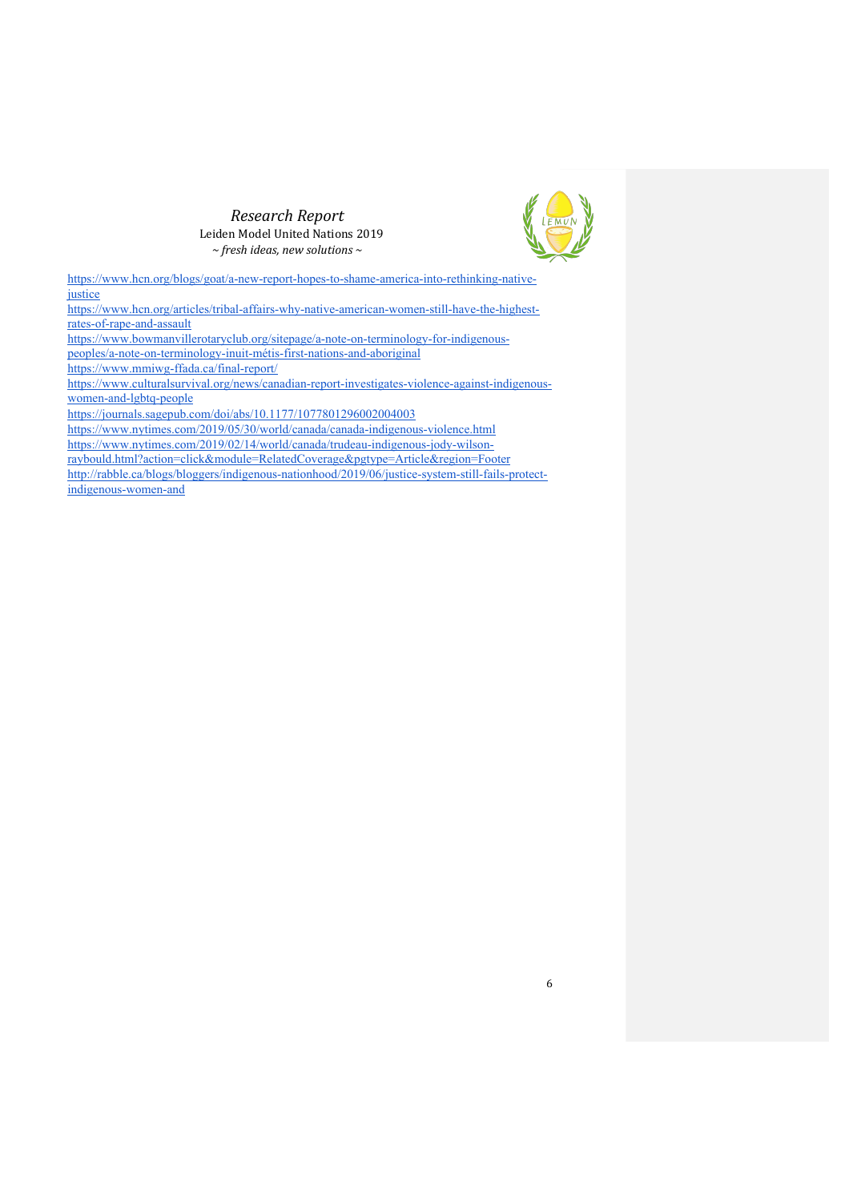https://www.hcn.org/blogs/goat/a-new-report-hopes-to-shame-america-into-rethinking-native-justice
https://www.hcn.org/articles/tribal-affairs-why-native-american-women-still-have-the-highest-rates-of-rape-and-assault
https://www.bowmanvillerotaryclub.org/sitepage/a-note-on-terminology-for-indigenous-peoples/a-note-on-terminology-inuit-métis-first-nations-and-aboriginal
https://www.mmiwg-ffada.ca/final-report/
https://www.culturalsurvival.org/news/canadian-report-investigates-violence-against-indigenous-women-and-lgbtq-people
https://journals.sagepub.com/doi/abs/10.1177/1077801296002004003
https://www.nytimes.com/2019/05/30/world/canada/canada-indigenous-violence.html
https://www.nytimes.com/2019/02/14/world/canada/trudeau-indigenous-jody-wilson-raybould.html?action=click&module=RelatedCoverage&pgtype=Article&region=Footer
http://rabble.ca/blogs/bloggers/indigenous-nationhood/2019/06/justice-system-still-fails-protect-indigenous-women-and